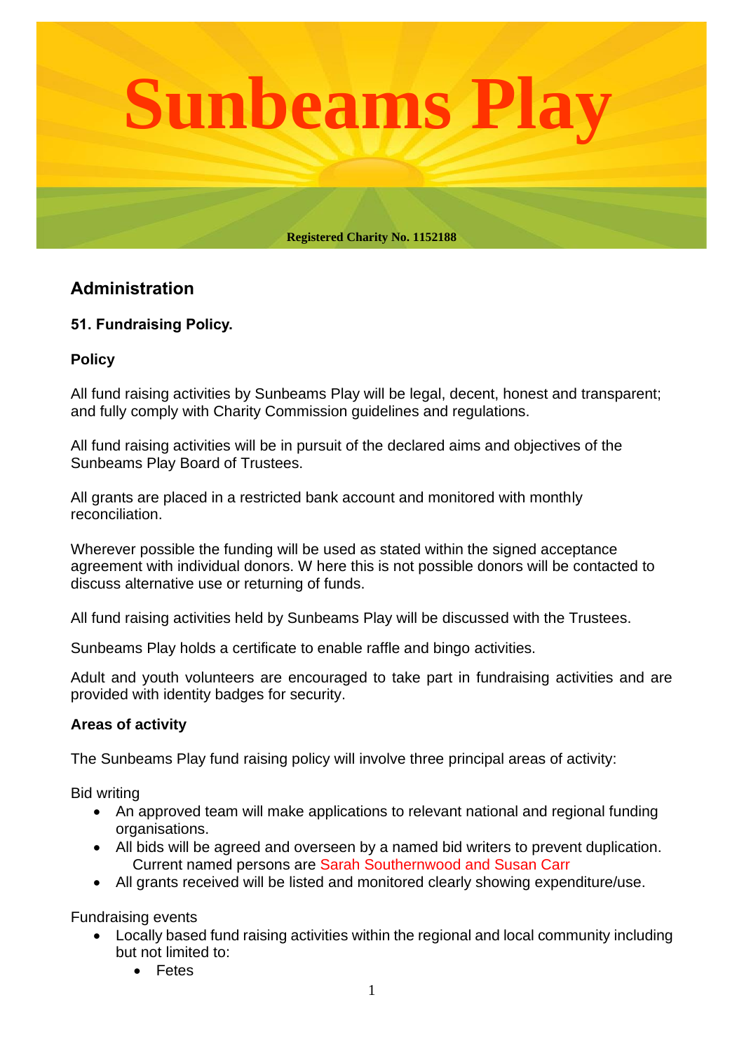# Sunbeams Play

**Registered Charity No. 1152188**

## Administration

### 51. Fundraising Policy.

### Policy

All fund raising activities by Sunbeams Play will be legal, decent, honest and transparent; and fully comply with Charity Commission guidelines and regulations.

All fund raising activities will be in pursuit of the declared aims and objectives of the Sunbeams Play Board of Trustees.

All grants are placed in a restricted bank account and monitored with monthly reconciliation.

Wherever possible the funding will be used as stated within the signed acceptance agreement with individual donors. W here this is not possible donors will be contacted to discuss alternative use or returning of funds.

All fund raising activities held by Sunbeams Play will be discussed with the Trustees.

Sunbeams Play holds a certificate to enable raffle and bingo activities.

Adult and youth volunteers are encouraged to take part in fundraising activities and are provided with identity badges for security.

### Areas of activity

The Sunbeams Play fund raising policy will involve three principal areas of activity:

Bid writing

- An approved team will make applications to relevant national and regional funding organisations.
- All bids will be agreed and overseen by a named bid writers to prevent duplication. Current named persons are Sarah Southernwood and Susan Carr
- All grants received will be listed and monitored clearly showing expenditure/use.

Fundraising events

- Locally based fund raising activities within the regional and local community including but not limited to:
  - Fetes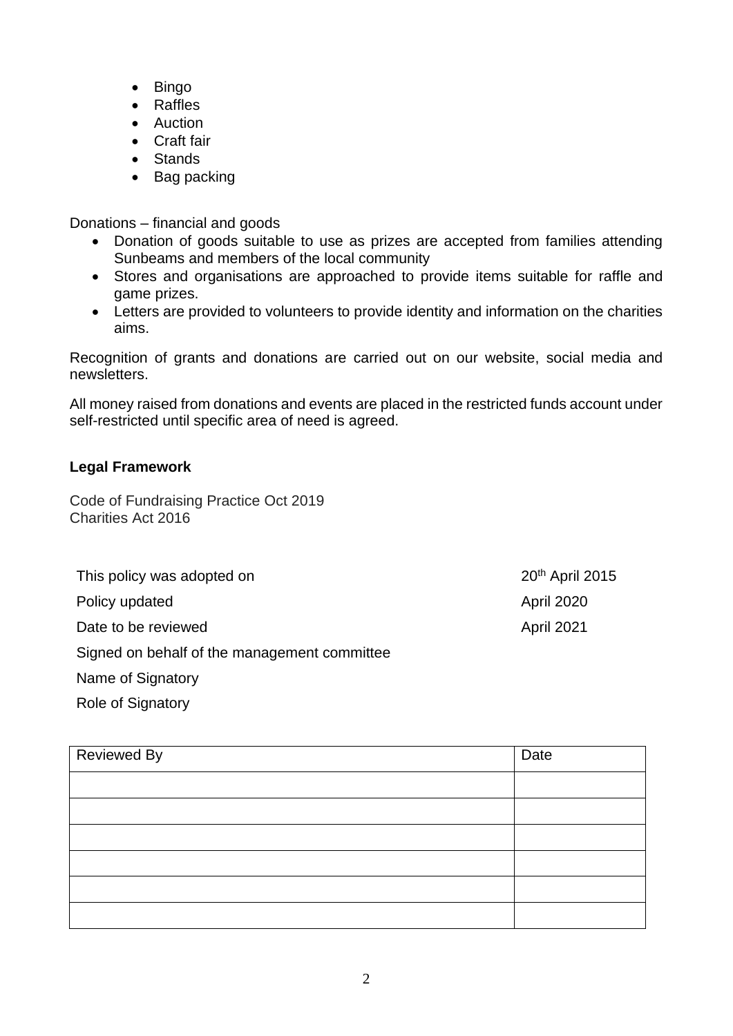- Bingo
- Raffles
- Auction
- Craft fair
- Stands
- Bag packing

Donations – financial and goods

- Donation of goods suitable to use as prizes are accepted from families attending Sunbeams and members of the local community
- Stores and organisations are approached to provide items suitable for raffle and game prizes.
- Letters are provided to volunteers to provide identity and information on the charities aims.

Recognition of grants and donations are carried out on our website, social media and newsletters.

All money raised from donations and events are placed in the restricted funds account under self-restricted until specific area of need is agreed.

**Legal Framework**

Code of Fundraising Practice Oct 2019
Charities Act 2016

| | |
|---|---|
| This policy was adopted on | 20th April 2015 |
| Policy updated | April 2020 |
| Date to be reviewed | April 2021 |
| Signed on behalf of the management committee | |
| Name of Signatory | |
| Role of Signatory | |

| Reviewed By | Date |
|---|---|
| | |
| | |
| | |
| | |
| | |
| | |